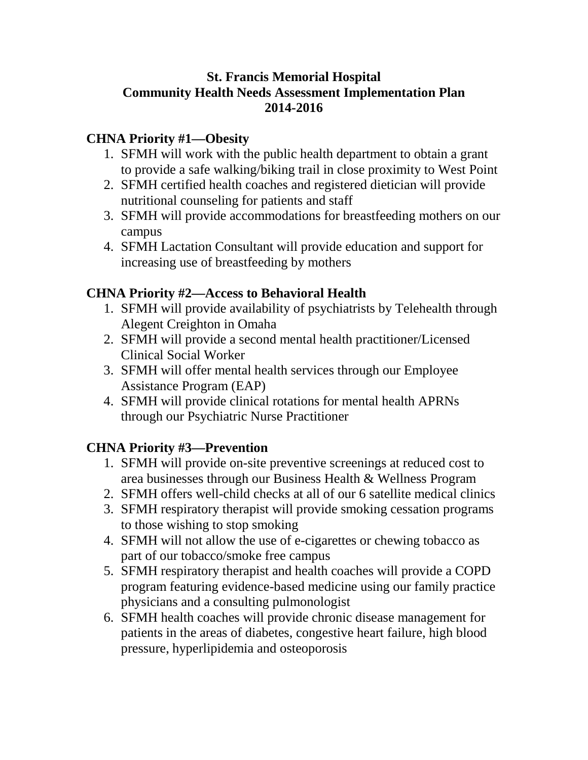# St. Francis Memorial Hospital
# Community Health Needs Assessment Implementation Plan
# 2014-2016

## CHNA Priority #1—Obesity

1. SFMH will work with the public health department to obtain a grant to provide a safe walking/biking trail in close proximity to West Point
2. SFMH certified health coaches and registered dietician will provide nutritional counseling for patients and staff
3. SFMH will provide accommodations for breastfeeding mothers on our campus
4. SFMH Lactation Consultant will provide education and support for increasing use of breastfeeding by mothers

## CHNA Priority #2—Access to Behavioral Health

1. SFMH will provide availability of psychiatrists by Telehealth through Alegent Creighton in Omaha
2. SFMH will provide a second mental health practitioner/Licensed Clinical Social Worker
3. SFMH will offer mental health services through our Employee Assistance Program (EAP)
4. SFMH will provide clinical rotations for mental health APRNs through our Psychiatric Nurse Practitioner

## CHNA Priority #3—Prevention

1. SFMH will provide on-site preventive screenings at reduced cost to area businesses through our Business Health & Wellness Program
2. SFMH offers well-child checks at all of our 6 satellite medical clinics
3. SFMH respiratory therapist will provide smoking cessation programs to those wishing to stop smoking
4. SFMH will not allow the use of e-cigarettes or chewing tobacco as part of our tobacco/smoke free campus
5. SFMH respiratory therapist and health coaches will provide a COPD program featuring evidence-based medicine using our family practice physicians and a consulting pulmonologist
6. SFMH health coaches will provide chronic disease management for patients in the areas of diabetes, congestive heart failure, high blood pressure, hyperlipidemia and osteoporosis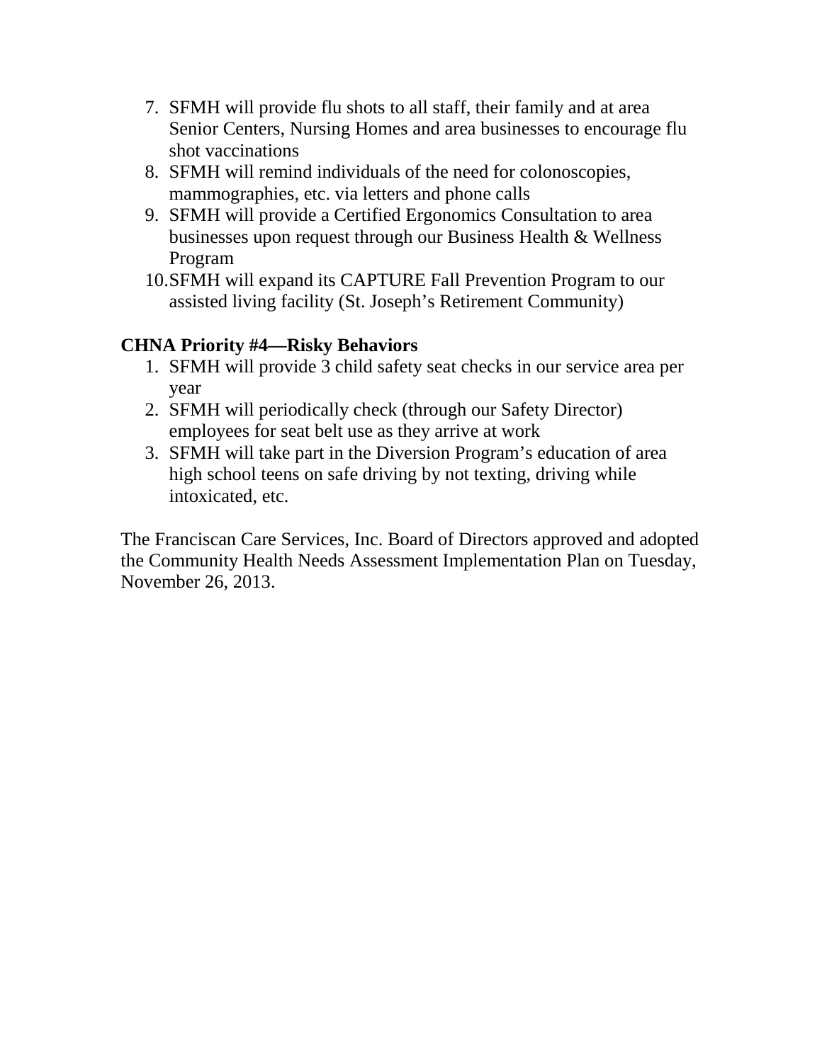7. SFMH will provide flu shots to all staff, their family and at area Senior Centers, Nursing Homes and area businesses to encourage flu shot vaccinations
8. SFMH will remind individuals of the need for colonoscopies, mammographies, etc. via letters and phone calls
9. SFMH will provide a Certified Ergonomics Consultation to area businesses upon request through our Business Health & Wellness Program
10. SFMH will expand its CAPTURE Fall Prevention Program to our assisted living facility (St. Joseph's Retirement Community)

**CHNA Priority #4—Risky Behaviors**

1. SFMH will provide 3 child safety seat checks in our service area per year
2. SFMH will periodically check (through our Safety Director) employees for seat belt use as they arrive at work
3. SFMH will take part in the Diversion Program's education of area high school teens on safe driving by not texting, driving while intoxicated, etc.

The Franciscan Care Services, Inc. Board of Directors approved and adopted the Community Health Needs Assessment Implementation Plan on Tuesday, November 26, 2013.